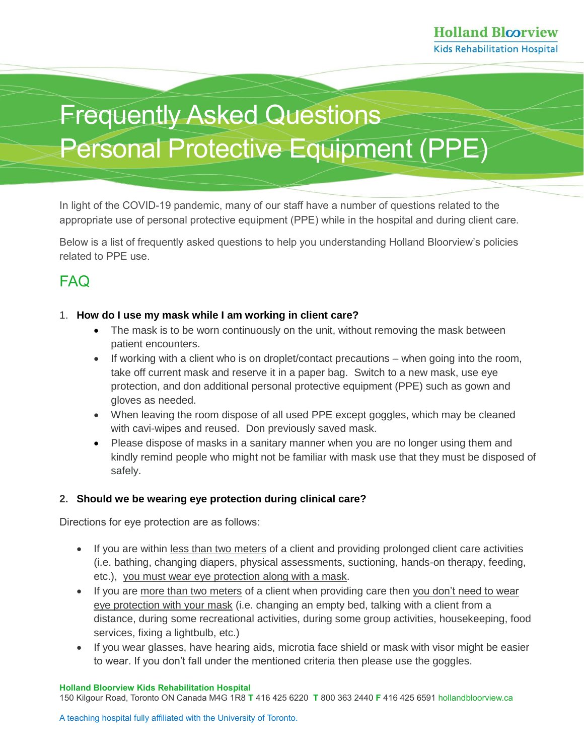# Frequently Asked Questions Personal Protective Equipment (PPE)

In light of the COVID-19 pandemic, many of our staff have a number of questions related to the appropriate use of personal protective equipment (PPE) while in the hospital and during client care.

Below is a list of frequently asked questions to help you understanding Holland Bloorview's policies related to PPE use.

## FAQ

1. **How do I use my mask while I am working in client care?**
   - The mask is to be worn continuously on the unit, without removing the mask between patient encounters.
   - If working with a client who is on droplet/contact precautions – when going into the room, take off current mask and reserve it in a paper bag. Switch to a new mask, use eye protection, and don additional personal protective equipment (PPE) such as gown and gloves as needed.
   - When leaving the room dispose of all used PPE except goggles, which may be cleaned with cavi-wipes and reused. Don previously saved mask.
   - Please dispose of masks in a sanitary manner when you are no longer using them and kindly remind people who might not be familiar with mask use that they must be disposed of safely.

**2. Should we be wearing eye protection during clinical care?**

Directions for eye protection are as follows:

- If you are within less than two meters of a client and providing prolonged client care activities (i.e. bathing, changing diapers, physical assessments, suctioning, hands-on therapy, feeding, etc.), you must wear eye protection along with a mask.
- If you are more than two meters of a client when providing care then you don't need to wear eye protection with your mask (i.e. changing an empty bed, talking with a client from a distance, during some recreational activities, during some group activities, housekeeping, food services, fixing a lightbulb, etc.)
- If you wear glasses, have hearing aids, microtia face shield or mask with visor might be easier to wear. If you don't fall under the mentioned criteria then please use the goggles.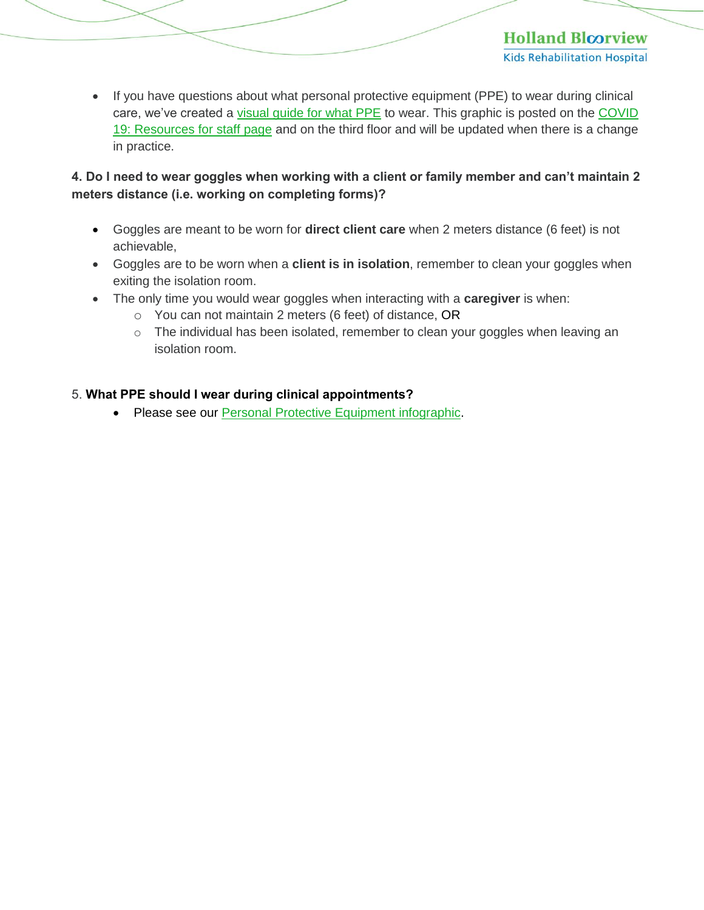- If you have questions about what personal protective equipment (PPE) to wear during clinical care, we've created a visual guide for what PPE to wear. This graphic is posted on the COVID 19: Resources for staff page and on the third floor and will be updated when there is a change in practice.

**4. Do I need to wear goggles when working with a client or family member and can't maintain 2 meters distance (i.e. working on completing forms)?**

- Goggles are meant to be worn for **direct client care** when 2 meters distance (6 feet) is not achievable,
- Goggles are to be worn when a **client is in isolation**, remember to clean your goggles when exiting the isolation room.
- The only time you would wear goggles when interacting with a **caregiver** is when:
  - You can not maintain 2 meters (6 feet) of distance, OR
  - The individual has been isolated, remember to clean your goggles when leaving an isolation room.

5. **What PPE should I wear during clinical appointments?**

- Please see our Personal Protective Equipment infographic.